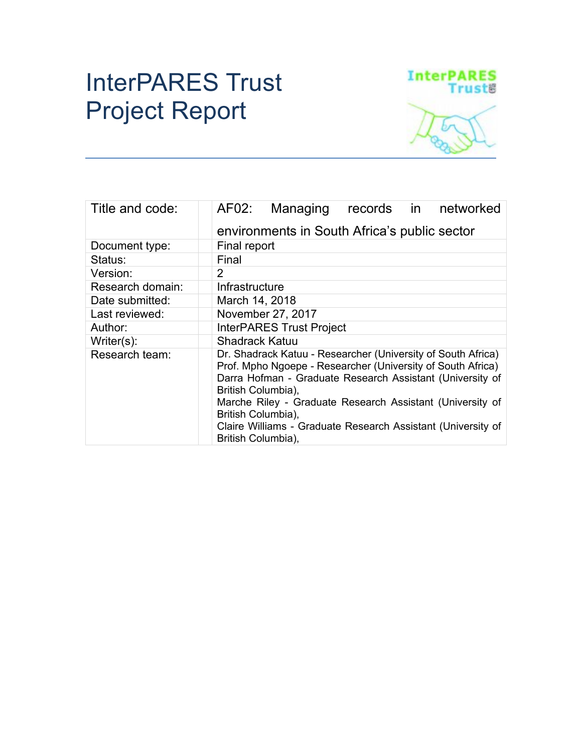# InterPARES Trust Project Report

| Title and code: | AF02: Managing records in networked environments in South Africa's public sector |
|---|---|
| Document type: | Final report |
| Status: | Final |
| Version: | 2 |
| Research domain: | Infrastructure |
| Date submitted: | March 14, 2018 |
| Last reviewed: | November 27, 2017 |
| Author: | InterPARES Trust Project |
| Writer(s): | Shadrack Katuu |
| Research team: | Dr. Shadrack Katuu - Researcher (University of South Africa)<br>Prof. Mpho Ngoepe - Researcher (University of South Africa)<br>Darra Hofman - Graduate Research Assistant (University of British Columbia),<br>Marche Riley - Graduate Research Assistant (University of British Columbia),<br>Claire Williams - Graduate Research Assistant (University of British Columbia), |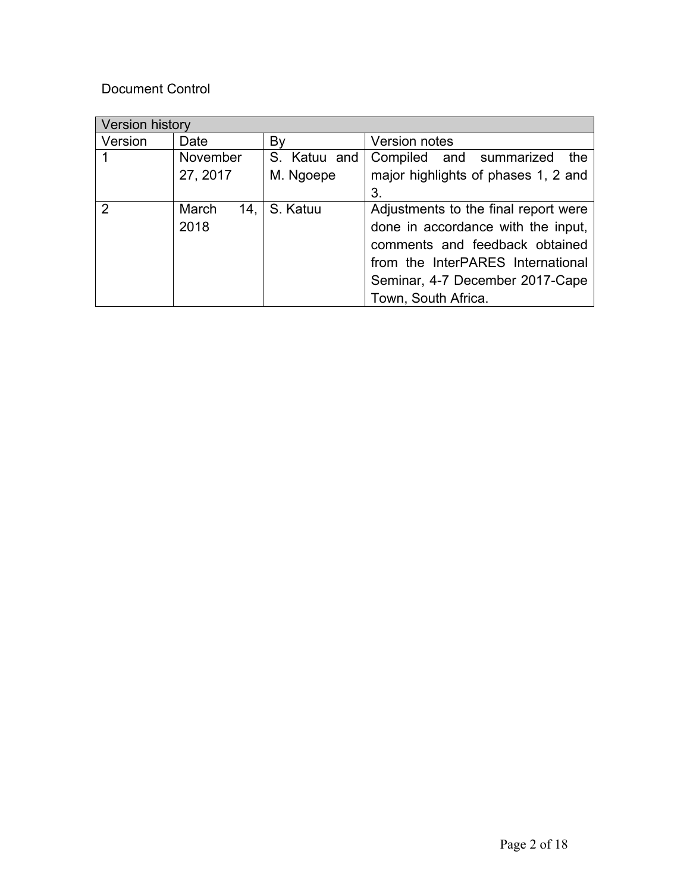Document Control

| Version history | | | |
|---|---|---|---|
| Version | Date | By | Version notes |
| 1 | November 27, 2017 | S. Katuu and M. Ngoepe | Compiled and summarized the major highlights of phases 1, 2 and 3. |
| 2 | March 14, 2018 | S. Katuu | Adjustments to the final report were done in accordance with the input, comments and feedback obtained from the InterPARES International Seminar, 4-7 December 2017-Cape Town, South Africa. |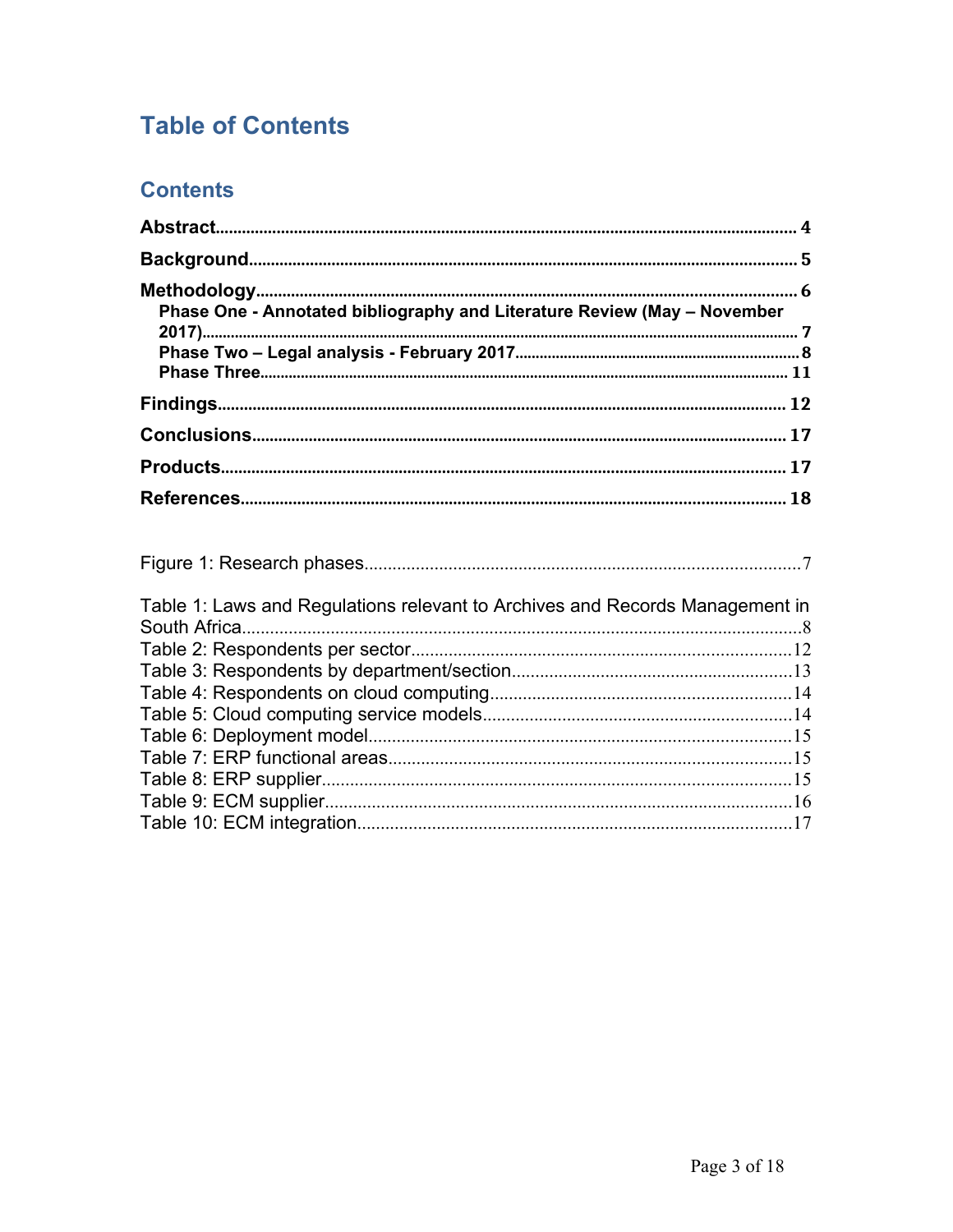# Table of Contents

## Contents

**Abstract** .......... 4

**Background** .......... 5

**Methodology** .......... 6

- **Phase One - Annotated bibliography and Literature Review (May – November 2017)** .......... 7
- **Phase Two – Legal analysis - February 2017** .......... 8
- **Phase Three** .......... 11

**Findings** .......... 12

**Conclusions** .......... 17

**Products** .......... 17

**References** .......... 18

Figure 1: Research phases .......... 7

Table 1: Laws and Regulations relevant to Archives and Records Management in South Africa .......... 8
Table 2: Respondents per sector .......... 12
Table 3: Respondents by department/section .......... 13
Table 4: Respondents on cloud computing .......... 14
Table 5: Cloud computing service models .......... 14
Table 6: Deployment model .......... 15
Table 7: ERP functional areas .......... 15
Table 8: ERP supplier .......... 15
Table 9: ECM supplier .......... 16
Table 10: ECM integration .......... 17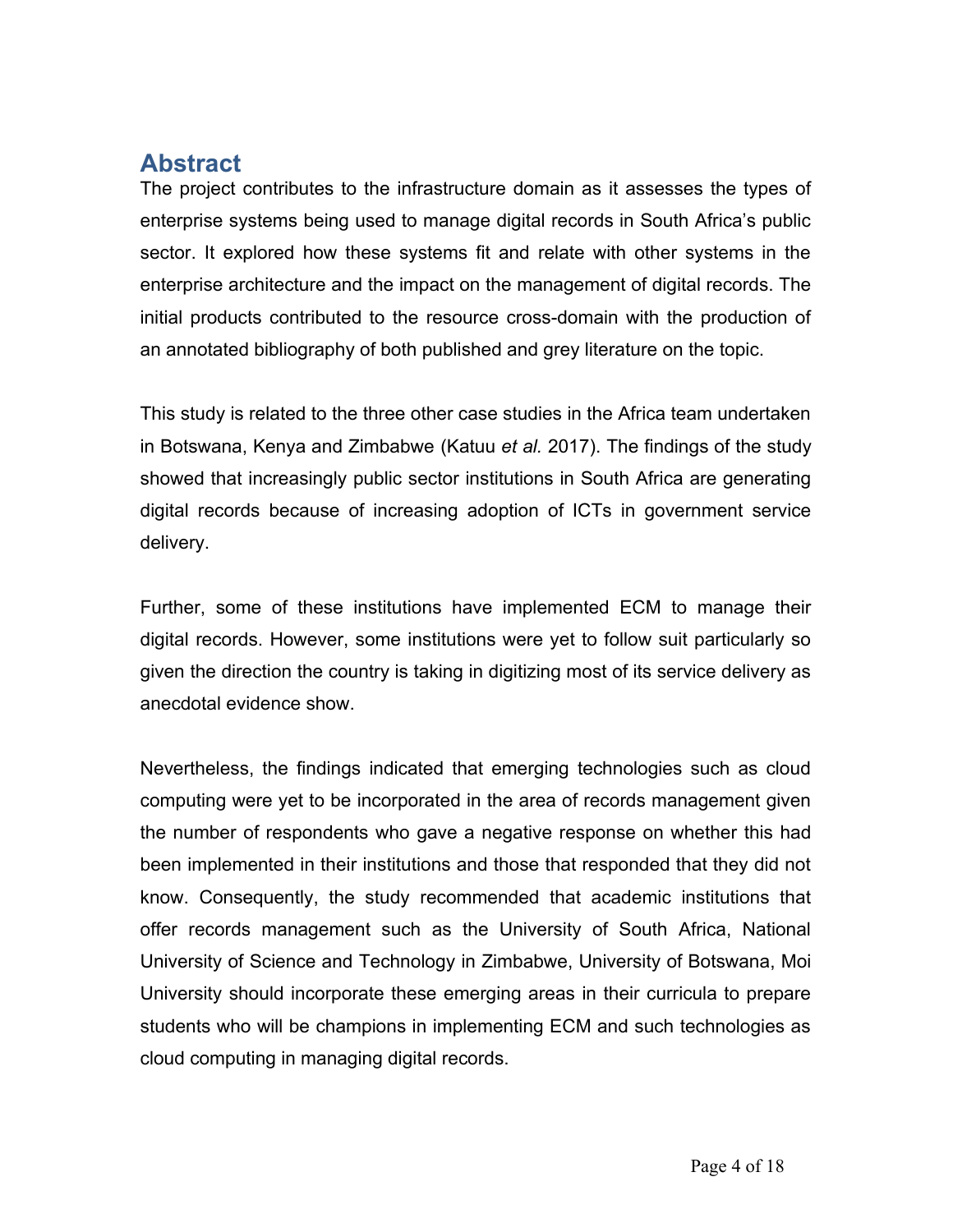## Abstract

The project contributes to the infrastructure domain as it assesses the types of enterprise systems being used to manage digital records in South Africa's public sector. It explored how these systems fit and relate with other systems in the enterprise architecture and the impact on the management of digital records. The initial products contributed to the resource cross-domain with the production of an annotated bibliography of both published and grey literature on the topic.

This study is related to the three other case studies in the Africa team undertaken in Botswana, Kenya and Zimbabwe (Katuu *et al.* 2017). The findings of the study showed that increasingly public sector institutions in South Africa are generating digital records because of increasing adoption of ICTs in government service delivery.

Further, some of these institutions have implemented ECM to manage their digital records. However, some institutions were yet to follow suit particularly so given the direction the country is taking in digitizing most of its service delivery as anecdotal evidence show.

Nevertheless, the findings indicated that emerging technologies such as cloud computing were yet to be incorporated in the area of records management given the number of respondents who gave a negative response on whether this had been implemented in their institutions and those that responded that they did not know. Consequently, the study recommended that academic institutions that offer records management such as the University of South Africa, National University of Science and Technology in Zimbabwe, University of Botswana, Moi University should incorporate these emerging areas in their curricula to prepare students who will be champions in implementing ECM and such technologies as cloud computing in managing digital records.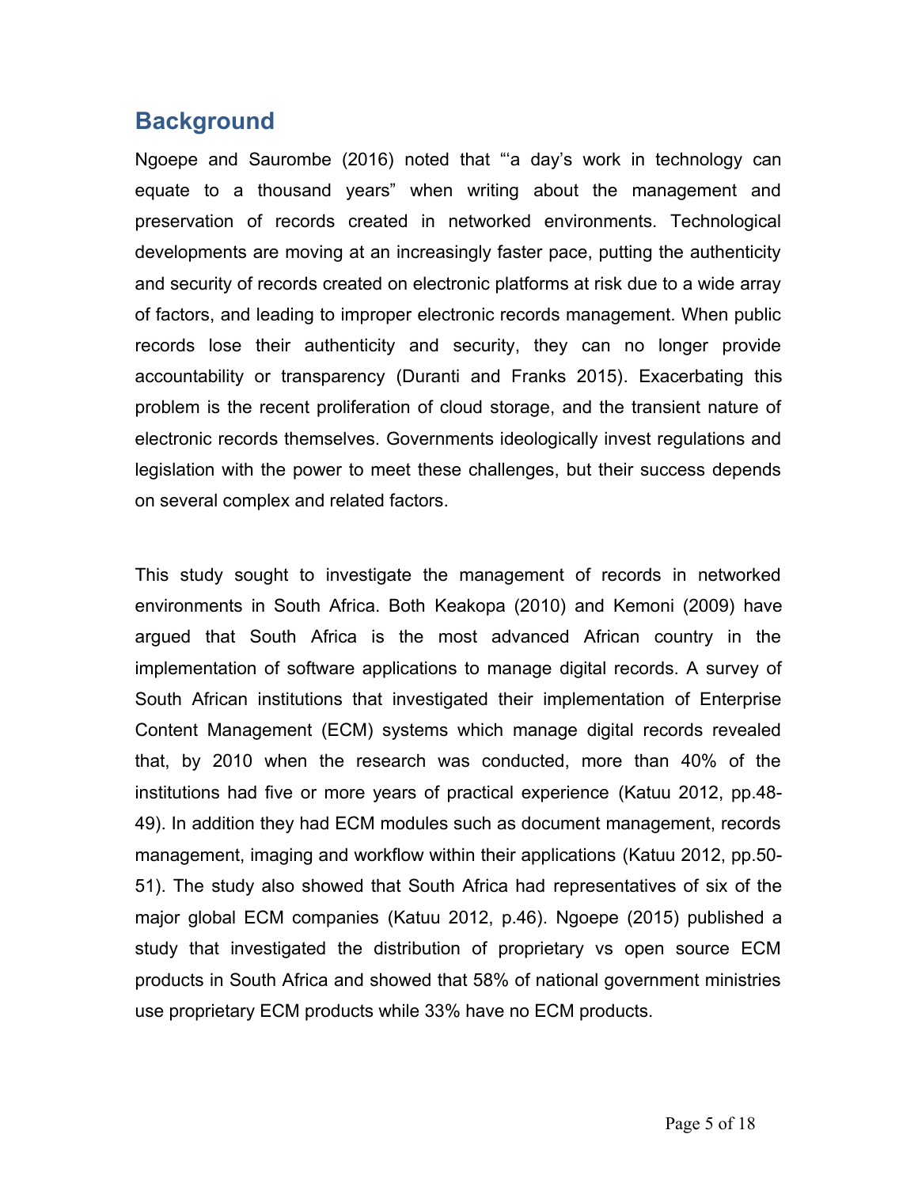## Background

Ngoepe and Saurombe (2016) noted that "'a day's work in technology can equate to a thousand years" when writing about the management and preservation of records created in networked environments. Technological developments are moving at an increasingly faster pace, putting the authenticity and security of records created on electronic platforms at risk due to a wide array of factors, and leading to improper electronic records management. When public records lose their authenticity and security, they can no longer provide accountability or transparency (Duranti and Franks 2015). Exacerbating this problem is the recent proliferation of cloud storage, and the transient nature of electronic records themselves. Governments ideologically invest regulations and legislation with the power to meet these challenges, but their success depends on several complex and related factors.

This study sought to investigate the management of records in networked environments in South Africa. Both Keakopa (2010) and Kemoni (2009) have argued that South Africa is the most advanced African country in the implementation of software applications to manage digital records. A survey of South African institutions that investigated their implementation of Enterprise Content Management (ECM) systems which manage digital records revealed that, by 2010 when the research was conducted, more than 40% of the institutions had five or more years of practical experience (Katuu 2012, pp.48-49). In addition they had ECM modules such as document management, records management, imaging and workflow within their applications (Katuu 2012, pp.50-51). The study also showed that South Africa had representatives of six of the major global ECM companies (Katuu 2012, p.46). Ngoepe (2015) published a study that investigated the distribution of proprietary vs open source ECM products in South Africa and showed that 58% of national government ministries use proprietary ECM products while 33% have no ECM products.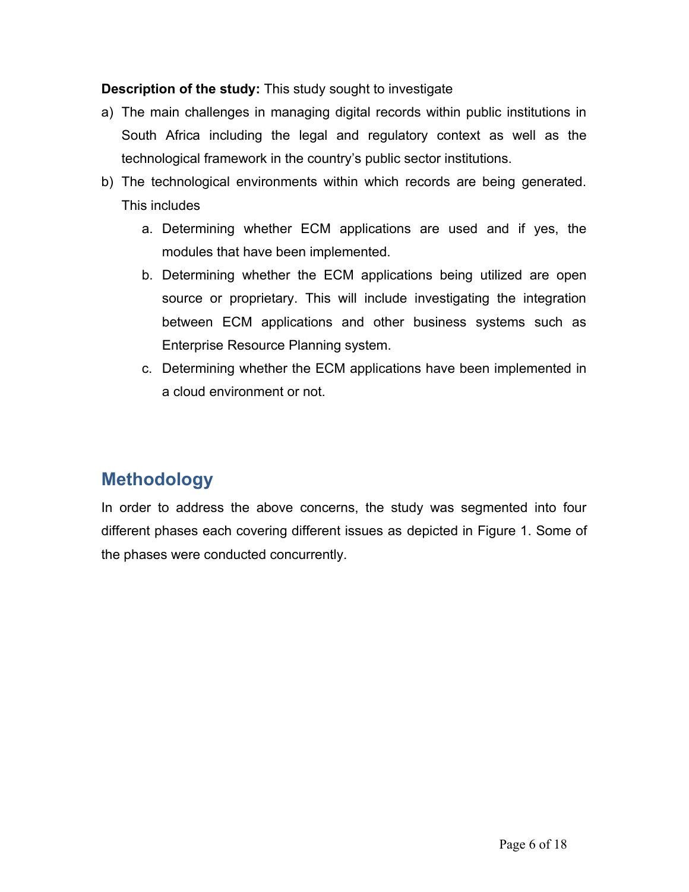**Description of the study:** This study sought to investigate

a) The main challenges in managing digital records within public institutions in South Africa including the legal and regulatory context as well as the technological framework in the country's public sector institutions.
b) The technological environments within which records are being generated. This includes
    a. Determining whether ECM applications are used and if yes, the modules that have been implemented.
    b. Determining whether the ECM applications being utilized are open source or proprietary. This will include investigating the integration between ECM applications and other business systems such as Enterprise Resource Planning system.
    c. Determining whether the ECM applications have been implemented in a cloud environment or not.

## Methodology

In order to address the above concerns, the study was segmented into four different phases each covering different issues as depicted in Figure 1. Some of the phases were conducted concurrently.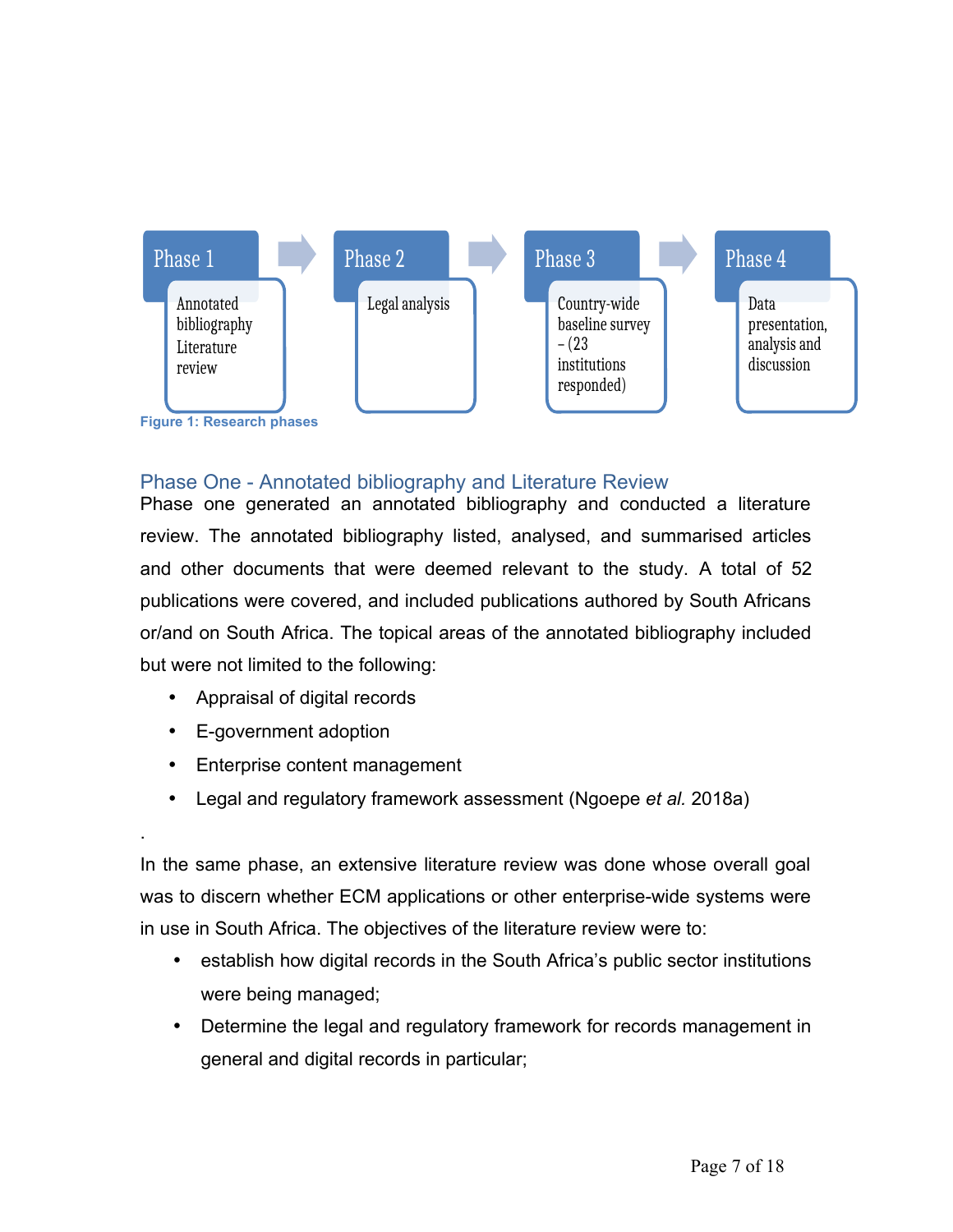Phase 1

Annotated bibliography Literature review

Phase 2

Legal analysis

Phase 3

Country-wide baseline survey – (23 institutions responded)

Phase 4

Data presentation, analysis and discussion

Figure 1: Research phases

### Phase One - Annotated bibliography and Literature Review

Phase one generated an annotated bibliography and conducted a literature review. The annotated bibliography listed, analysed, and summarised articles and other documents that were deemed relevant to the study. A total of 52 publications were covered, and included publications authored by South Africans or/and on South Africa. The topical areas of the annotated bibliography included but were not limited to the following:

- Appraisal of digital records
- E-government adoption
- Enterprise content management
- Legal and regulatory framework assessment (Ngoepe *et al.* 2018a)

.

In the same phase, an extensive literature review was done whose overall goal was to discern whether ECM applications or other enterprise-wide systems were in use in South Africa. The objectives of the literature review were to:

- establish how digital records in the South Africa's public sector institutions were being managed;
- Determine the legal and regulatory framework for records management in general and digital records in particular;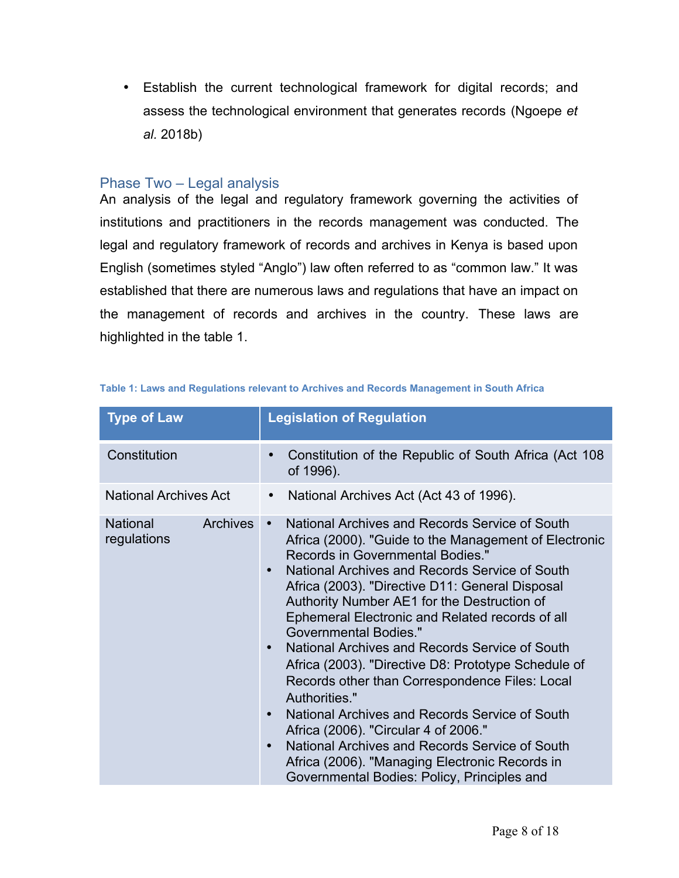- Establish the current technological framework for digital records; and assess the technological environment that generates records (Ngoepe *et al.* 2018b)

### Phase Two – Legal analysis

An analysis of the legal and regulatory framework governing the activities of institutions and practitioners in the records management was conducted. The legal and regulatory framework of records and archives in Kenya is based upon English (sometimes styled "Anglo") law often referred to as "common law." It was established that there are numerous laws and regulations that have an impact on the management of records and archives in the country. These laws are highlighted in the table 1.

**Table 1: Laws and Regulations relevant to Archives and Records Management in South Africa**

| Type of Law | Legislation of Regulation |
| --- | --- |
| Constitution | • Constitution of the Republic of South Africa (Act 108 of 1996). |
| National Archives Act | • National Archives Act (Act 43 of 1996). |
| National Archives regulations | • National Archives and Records Service of South Africa (2000). "Guide to the Management of Electronic Records in Governmental Bodies."<br>• National Archives and Records Service of South Africa (2003). "Directive D11: General Disposal Authority Number AE1 for the Destruction of Ephemeral Electronic and Related records of all Governmental Bodies."<br>• National Archives and Records Service of South Africa (2003). "Directive D8: Prototype Schedule of Records other than Correspondence Files: Local Authorities."<br>• National Archives and Records Service of South Africa (2006). "Circular 4 of 2006."<br>• National Archives and Records Service of South Africa (2006). "Managing Electronic Records in Governmental Bodies: Policy, Principles and |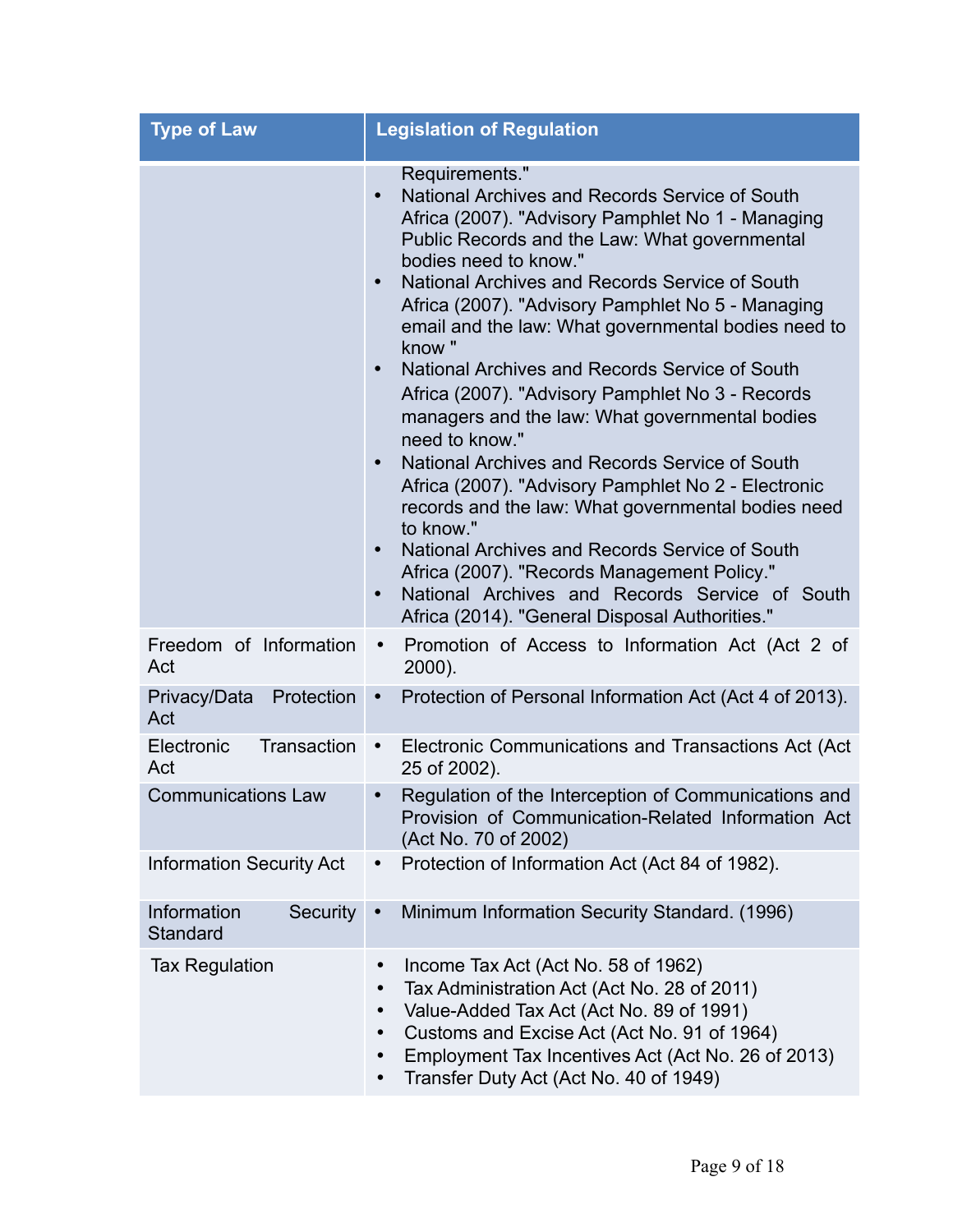| Type of Law | Legislation of Regulation |
|---|---|
| | Requirements."<br>• National Archives and Records Service of South Africa (2007). "Advisory Pamphlet No 1 - Managing Public Records and the Law: What governmental bodies need to know."<br>• National Archives and Records Service of South Africa (2007). "Advisory Pamphlet No 5 - Managing email and the law: What governmental bodies need to know "<br>• National Archives and Records Service of South Africa (2007). "Advisory Pamphlet No 3 - Records managers and the law: What governmental bodies need to know."<br>• National Archives and Records Service of South Africa (2007). "Advisory Pamphlet No 2 - Electronic records and the law: What governmental bodies need to know."<br>• National Archives and Records Service of South Africa (2007). "Records Management Policy."<br>• National Archives and Records Service of South Africa (2014). "General Disposal Authorities." |
| Freedom of Information Act | • Promotion of Access to Information Act (Act 2 of 2000). |
| Privacy/Data Protection Act | • Protection of Personal Information Act (Act 4 of 2013). |
| Electronic Transaction Act | • Electronic Communications and Transactions Act (Act 25 of 2002). |
| Communications Law | • Regulation of the Interception of Communications and Provision of Communication-Related Information Act (Act No. 70 of 2002) |
| Information Security Act | • Protection of Information Act (Act 84 of 1982). |
| Information Security Standard | • Minimum Information Security Standard. (1996) |
| Tax Regulation | • Income Tax Act (Act No. 58 of 1962)<br>• Tax Administration Act (Act No. 28 of 2011)<br>• Value-Added Tax Act (Act No. 89 of 1991)<br>• Customs and Excise Act (Act No. 91 of 1964)<br>• Employment Tax Incentives Act (Act No. 26 of 2013)<br>• Transfer Duty Act (Act No. 40 of 1949) |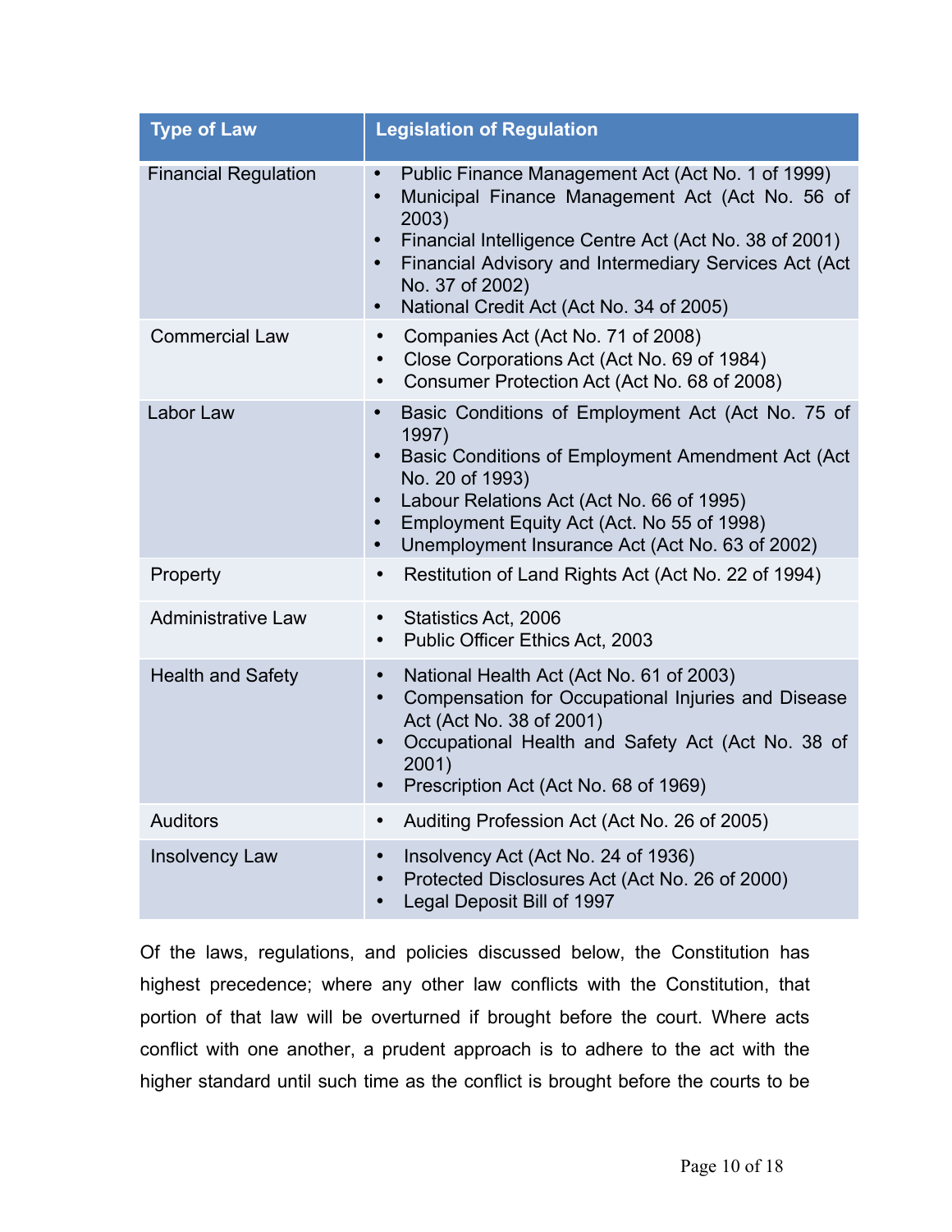| Type of Law | Legislation of Regulation |
|---|---|
| Financial Regulation | • Public Finance Management Act (Act No. 1 of 1999)<br>• Municipal Finance Management Act (Act No. 56 of 2003)<br>• Financial Intelligence Centre Act (Act No. 38 of 2001)<br>• Financial Advisory and Intermediary Services Act (Act No. 37 of 2002)<br>• National Credit Act (Act No. 34 of 2005) |
| Commercial Law | • Companies Act (Act No. 71 of 2008)<br>• Close Corporations Act (Act No. 69 of 1984)<br>• Consumer Protection Act (Act No. 68 of 2008) |
| Labor Law | • Basic Conditions of Employment Act (Act No. 75 of 1997)<br>• Basic Conditions of Employment Amendment Act (Act No. 20 of 1993)<br>• Labour Relations Act (Act No. 66 of 1995)<br>• Employment Equity Act (Act. No 55 of 1998)<br>• Unemployment Insurance Act (Act No. 63 of 2002) |
| Property | • Restitution of Land Rights Act (Act No. 22 of 1994) |
| Administrative Law | • Statistics Act, 2006<br>• Public Officer Ethics Act, 2003 |
| Health and Safety | • National Health Act (Act No. 61 of 2003)<br>• Compensation for Occupational Injuries and Disease Act (Act No. 38 of 2001)<br>• Occupational Health and Safety Act (Act No. 38 of 2001)<br>• Prescription Act (Act No. 68 of 1969) |
| Auditors | • Auditing Profession Act (Act No. 26 of 2005) |
| Insolvency Law | • Insolvency Act (Act No. 24 of 1936)<br>• Protected Disclosures Act (Act No. 26 of 2000)<br>• Legal Deposit Bill of 1997 |

Of the laws, regulations, and policies discussed below, the Constitution has highest precedence; where any other law conflicts with the Constitution, that portion of that law will be overturned if brought before the court. Where acts conflict with one another, a prudent approach is to adhere to the act with the higher standard until such time as the conflict is brought before the courts to be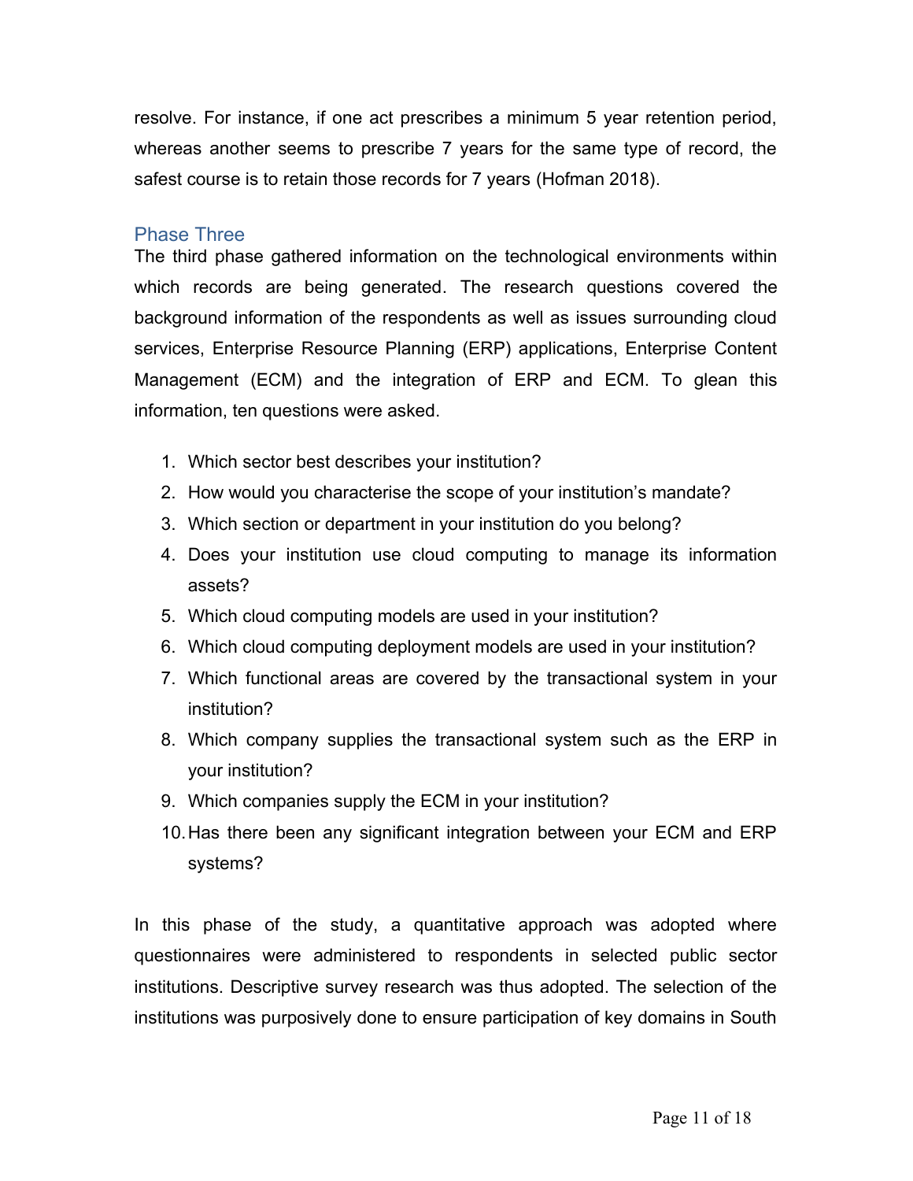resolve. For instance, if one act prescribes a minimum 5 year retention period, whereas another seems to prescribe 7 years for the same type of record, the safest course is to retain those records for 7 years (Hofman 2018).

## Phase Three

The third phase gathered information on the technological environments within which records are being generated. The research questions covered the background information of the respondents as well as issues surrounding cloud services, Enterprise Resource Planning (ERP) applications, Enterprise Content Management (ECM) and the integration of ERP and ECM. To glean this information, ten questions were asked.

1. Which sector best describes your institution?
2. How would you characterise the scope of your institution's mandate?
3. Which section or department in your institution do you belong?
4. Does your institution use cloud computing to manage its information assets?
5. Which cloud computing models are used in your institution?
6. Which cloud computing deployment models are used in your institution?
7. Which functional areas are covered by the transactional system in your institution?
8. Which company supplies the transactional system such as the ERP in your institution?
9. Which companies supply the ECM in your institution?
10. Has there been any significant integration between your ECM and ERP systems?

In this phase of the study, a quantitative approach was adopted where questionnaires were administered to respondents in selected public sector institutions. Descriptive survey research was thus adopted. The selection of the institutions was purposively done to ensure participation of key domains in South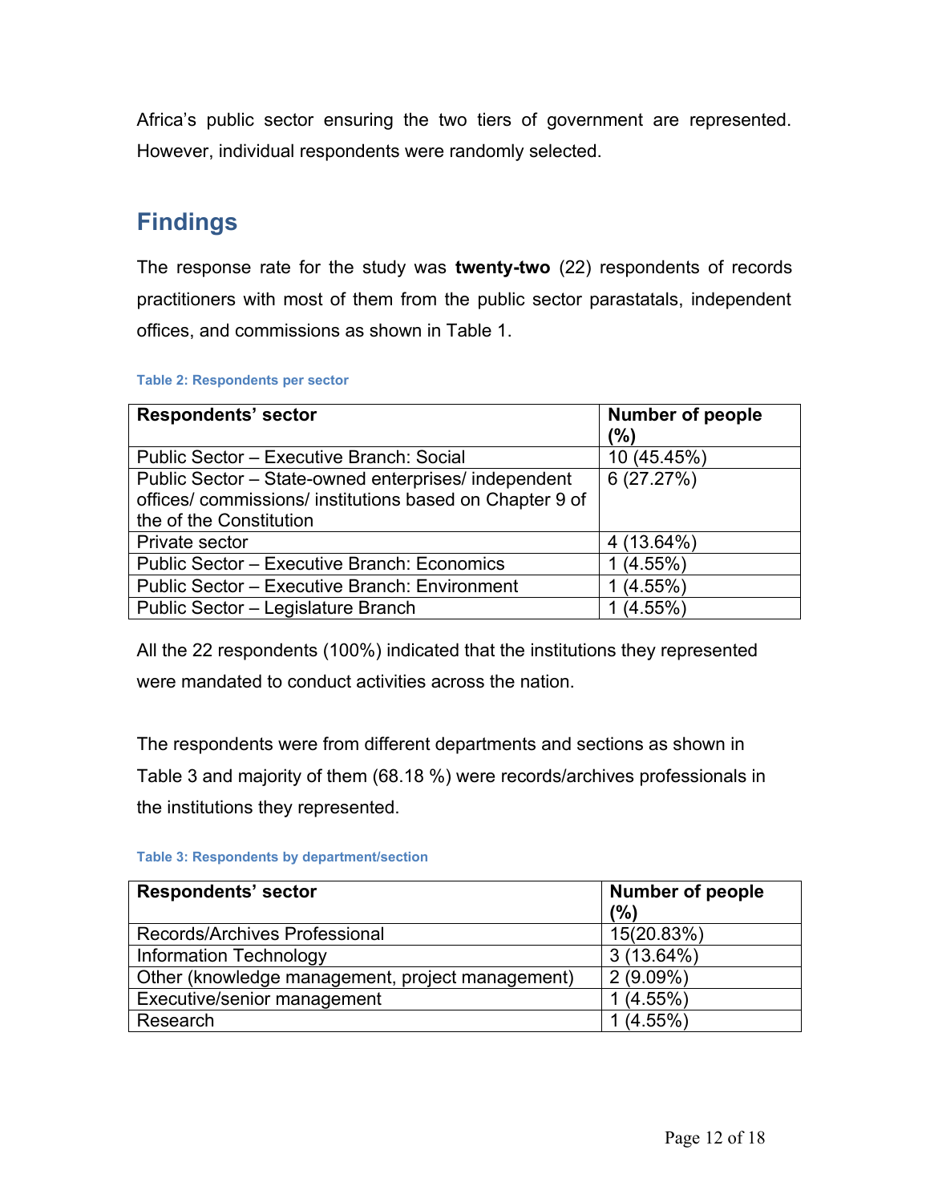Africa's public sector ensuring the two tiers of government are represented. However, individual respondents were randomly selected.

## Findings

The response rate for the study was **twenty-two** (22) respondents of records practitioners with most of them from the public sector parastatals, independent offices, and commissions as shown in Table 1.

**Table 2: Respondents per sector**

| Respondents' sector | Number of people (%) |
|---|---|
| Public Sector – Executive Branch: Social | 10 (45.45%) |
| Public Sector – State-owned enterprises/ independent offices/ commissions/ institutions based on Chapter 9 of the of the Constitution | 6 (27.27%) |
| Private sector | 4 (13.64%) |
| Public Sector – Executive Branch: Economics | 1 (4.55%) |
| Public Sector – Executive Branch: Environment | 1 (4.55%) |
| Public Sector – Legislature Branch | 1 (4.55%) |

All the 22 respondents (100%) indicated that the institutions they represented were mandated to conduct activities across the nation.

The respondents were from different departments and sections as shown in Table 3 and majority of them (68.18 %) were records/archives professionals in the institutions they represented.

**Table 3: Respondents by department/section**

| Respondents' sector | Number of people (%) |
|---|---|
| Records/Archives Professional | 15(20.83%) |
| Information Technology | 3 (13.64%) |
| Other (knowledge management, project management) | 2 (9.09%) |
| Executive/senior management | 1 (4.55%) |
| Research | 1 (4.55%) |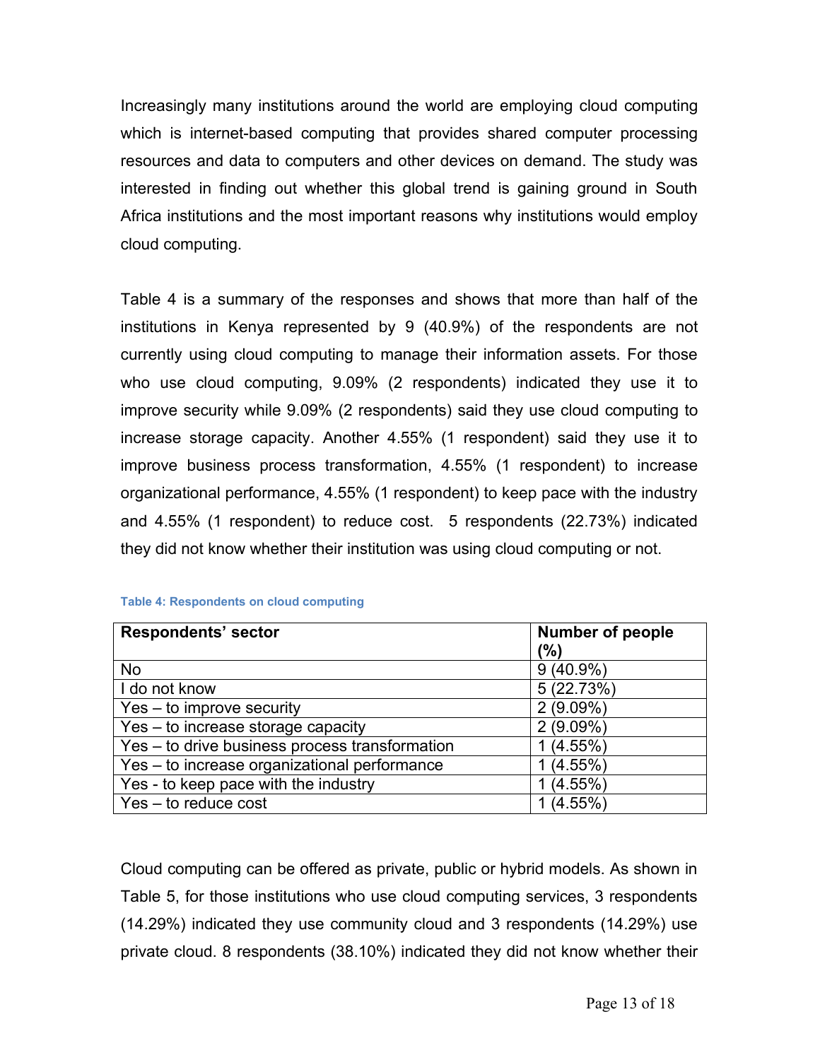Increasingly many institutions around the world are employing cloud computing which is internet-based computing that provides shared computer processing resources and data to computers and other devices on demand. The study was interested in finding out whether this global trend is gaining ground in South Africa institutions and the most important reasons why institutions would employ cloud computing.

Table 4 is a summary of the responses and shows that more than half of the institutions in Kenya represented by 9 (40.9%) of the respondents are not currently using cloud computing to manage their information assets. For those who use cloud computing, 9.09% (2 respondents) indicated they use it to improve security while 9.09% (2 respondents) said they use cloud computing to increase storage capacity. Another 4.55% (1 respondent) said they use it to improve business process transformation, 4.55% (1 respondent) to increase organizational performance, 4.55% (1 respondent) to keep pace with the industry and 4.55% (1 respondent) to reduce cost.  5 respondents (22.73%) indicated they did not know whether their institution was using cloud computing or not.

**Table 4: Respondents on cloud computing**

| **Respondents' sector** | **Number of people (%)** |
|---|---|
| No | 9 (40.9%) |
| I do not know | 5 (22.73%) |
| Yes – to improve security | 2 (9.09%) |
| Yes – to increase storage capacity | 2 (9.09%) |
| Yes – to drive business process transformation | 1 (4.55%) |
| Yes – to increase organizational performance | 1 (4.55%) |
| Yes - to keep pace with the industry | 1 (4.55%) |
| Yes – to reduce cost | 1 (4.55%) |

Cloud computing can be offered as private, public or hybrid models. As shown in Table 5, for those institutions who use cloud computing services, 3 respondents (14.29%) indicated they use community cloud and 3 respondents (14.29%) use private cloud. 8 respondents (38.10%) indicated they did not know whether their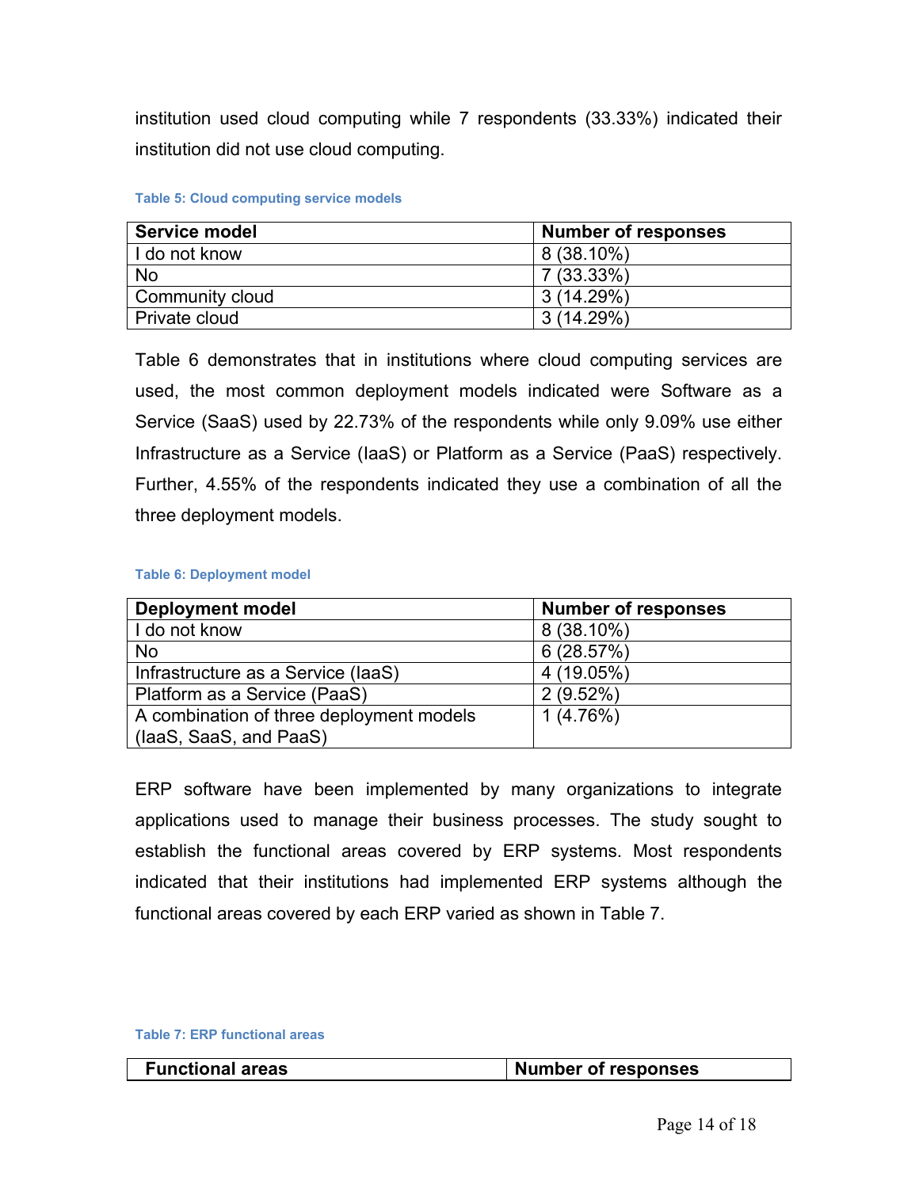institution used cloud computing while 7 respondents (33.33%) indicated their institution did not use cloud computing.

**Table 5: Cloud computing service models**

| Service model | Number of responses |
|---|---|
| I do not know | 8 (38.10%) |
| No | 7 (33.33%) |
| Community cloud | 3 (14.29%) |
| Private cloud | 3 (14.29%) |

Table 6 demonstrates that in institutions where cloud computing services are used, the most common deployment models indicated were Software as a Service (SaaS) used by 22.73% of the respondents while only 9.09% use either Infrastructure as a Service (IaaS) or Platform as a Service (PaaS) respectively. Further, 4.55% of the respondents indicated they use a combination of all the three deployment models.

**Table 6: Deployment model**

| Deployment model | Number of responses |
|---|---|
| I do not know | 8 (38.10%) |
| No | 6 (28.57%) |
| Infrastructure as a Service (IaaS) | 4 (19.05%) |
| Platform as a Service (PaaS) | 2 (9.52%) |
| A combination of three deployment models (IaaS, SaaS, and PaaS) | 1 (4.76%) |

ERP software have been implemented by many organizations to integrate applications used to manage their business processes. The study sought to establish the functional areas covered by ERP systems. Most respondents indicated that their institutions had implemented ERP systems although the functional areas covered by each ERP varied as shown in Table 7.

**Table 7: ERP functional areas**

| Functional areas | Number of responses |
|---|---|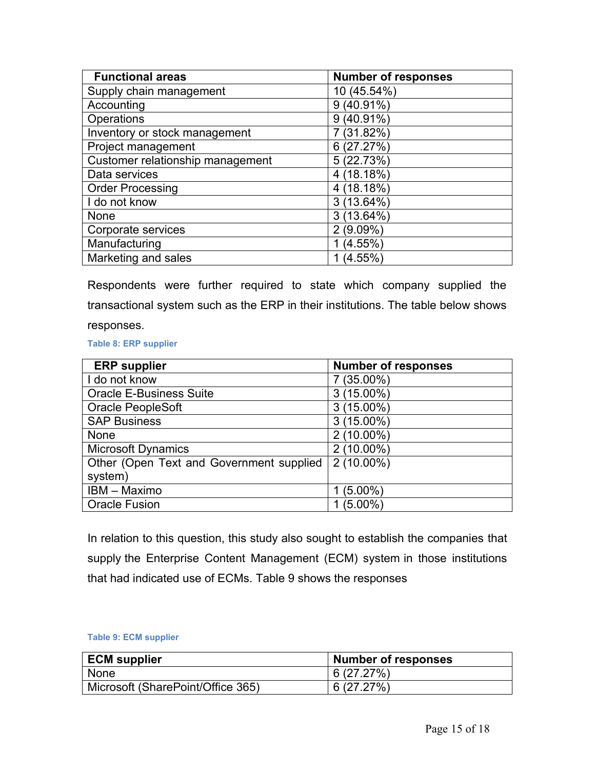| Functional areas | Number of responses |
|---|---|
| Supply chain management | 10 (45.54%) |
| Accounting | 9 (40.91%) |
| Operations | 9 (40.91%) |
| Inventory or stock management | 7 (31.82%) |
| Project management | 6 (27.27%) |
| Customer relationship management | 5 (22.73%) |
| Data services | 4 (18.18%) |
| Order Processing | 4 (18.18%) |
| I do not know | 3 (13.64%) |
| None | 3 (13.64%) |
| Corporate services | 2 (9.09%) |
| Manufacturing | 1 (4.55%) |
| Marketing and sales | 1 (4.55%) |

Respondents were further required to state which company supplied the transactional system such as the ERP in their institutions. The table below shows responses.

Table 8: ERP supplier

| ERP supplier | Number of responses |
|---|---|
| I do not know | 7 (35.00%) |
| Oracle E-Business Suite | 3 (15.00%) |
| Oracle PeopleSoft | 3 (15.00%) |
| SAP Business | 3 (15.00%) |
| None | 2 (10.00%) |
| Microsoft Dynamics | 2 (10.00%) |
| Other (Open Text and Government supplied system) | 2 (10.00%) |
| IBM – Maximo | 1 (5.00%) |
| Oracle Fusion | 1 (5.00%) |

In relation to this question, this study also sought to establish the companies that supply the Enterprise Content Management (ECM) system in those institutions that had indicated use of ECMs. Table 9 shows the responses

Table 9: ECM supplier

| ECM supplier | Number of responses |
|---|---|
| None | 6 (27.27%) |
| Microsoft (SharePoint/Office 365) | 6 (27.27%) |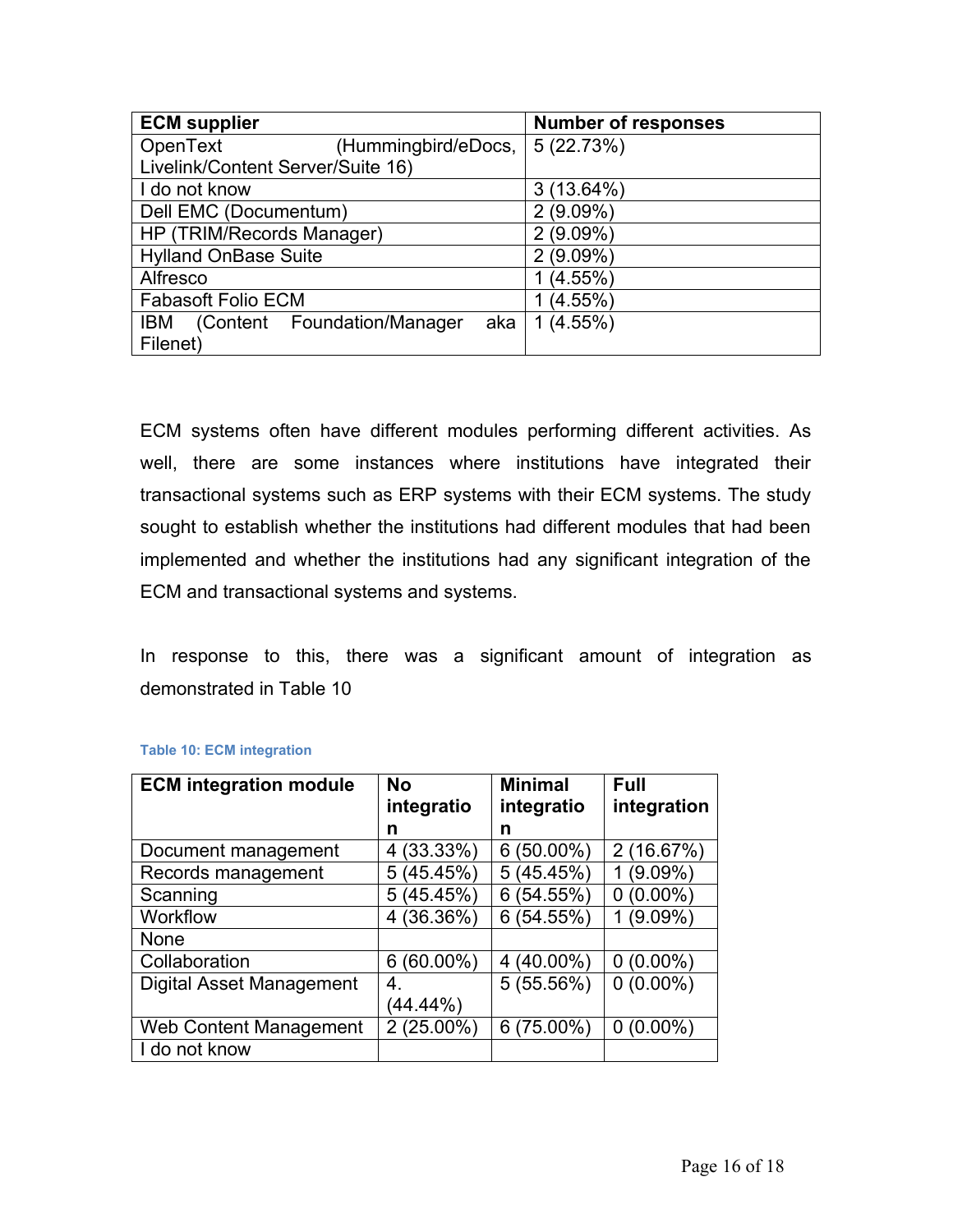| ECM supplier | Number of responses |
|---|---|
| OpenText (Hummingbird/eDocs, Livelink/Content Server/Suite 16) | 5 (22.73%) |
| I do not know | 3 (13.64%) |
| Dell EMC (Documentum) | 2 (9.09%) |
| HP (TRIM/Records Manager) | 2 (9.09%) |
| Hylland OnBase Suite | 2 (9.09%) |
| Alfresco | 1 (4.55%) |
| Fabasoft Folio ECM | 1 (4.55%) |
| IBM (Content Foundation/Manager aka Filenet) | 1 (4.55%) |

ECM systems often have different modules performing different activities. As well, there are some instances where institutions have integrated their transactional systems such as ERP systems with their ECM systems. The study sought to establish whether the institutions had different modules that had been implemented and whether the institutions had any significant integration of the ECM and transactional systems and systems.

In response to this, there was a significant amount of integration as demonstrated in Table 10

**Table 10: ECM integration**

| ECM integration module | No integration | Minimal integration | Full integration |
|---|---|---|---|
| Document management | 4 (33.33%) | 6 (50.00%) | 2 (16.67%) |
| Records management | 5 (45.45%) | 5 (45.45%) | 1 (9.09%) |
| Scanning | 5 (45.45%) | 6 (54.55%) | 0 (0.00%) |
| Workflow | 4 (36.36%) | 6 (54.55%) | 1 (9.09%) |
| None | | | |
| Collaboration | 6 (60.00%) | 4 (40.00%) | 0 (0.00%) |
| Digital Asset Management | 4. (44.44%) | 5 (55.56%) | 0 (0.00%) |
| Web Content Management | 2 (25.00%) | 6 (75.00%) | 0 (0.00%) |
| I do not know | | | |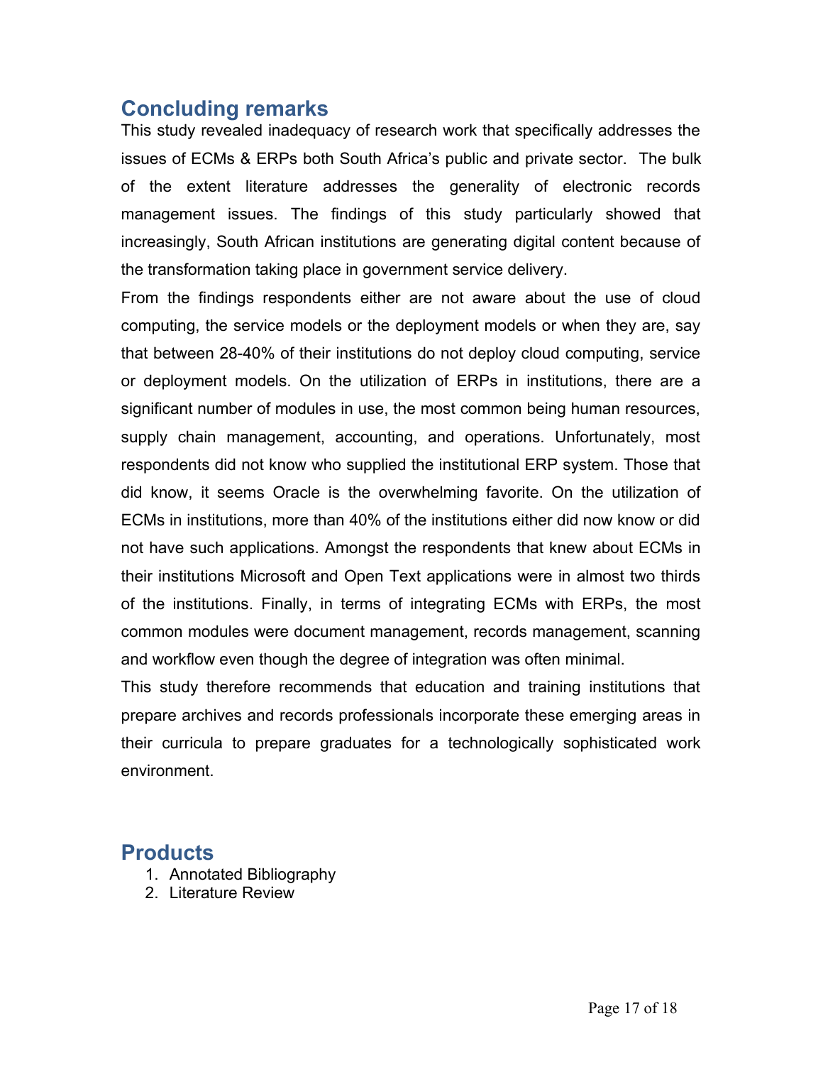## Concluding remarks

This study revealed inadequacy of research work that specifically addresses the issues of ECMs & ERPs both South Africa's public and private sector. The bulk of the extent literature addresses the generality of electronic records management issues. The findings of this study particularly showed that increasingly, South African institutions are generating digital content because of the transformation taking place in government service delivery.

From the findings respondents either are not aware about the use of cloud computing, the service models or the deployment models or when they are, say that between 28-40% of their institutions do not deploy cloud computing, service or deployment models. On the utilization of ERPs in institutions, there are a significant number of modules in use, the most common being human resources, supply chain management, accounting, and operations. Unfortunately, most respondents did not know who supplied the institutional ERP system. Those that did know, it seems Oracle is the overwhelming favorite. On the utilization of ECMs in institutions, more than 40% of the institutions either did now know or did not have such applications. Amongst the respondents that knew about ECMs in their institutions Microsoft and Open Text applications were in almost two thirds of the institutions. Finally, in terms of integrating ECMs with ERPs, the most common modules were document management, records management, scanning and workflow even though the degree of integration was often minimal.

This study therefore recommends that education and training institutions that prepare archives and records professionals incorporate these emerging areas in their curricula to prepare graduates for a technologically sophisticated work environment.

## Products

1. Annotated Bibliography
2. Literature Review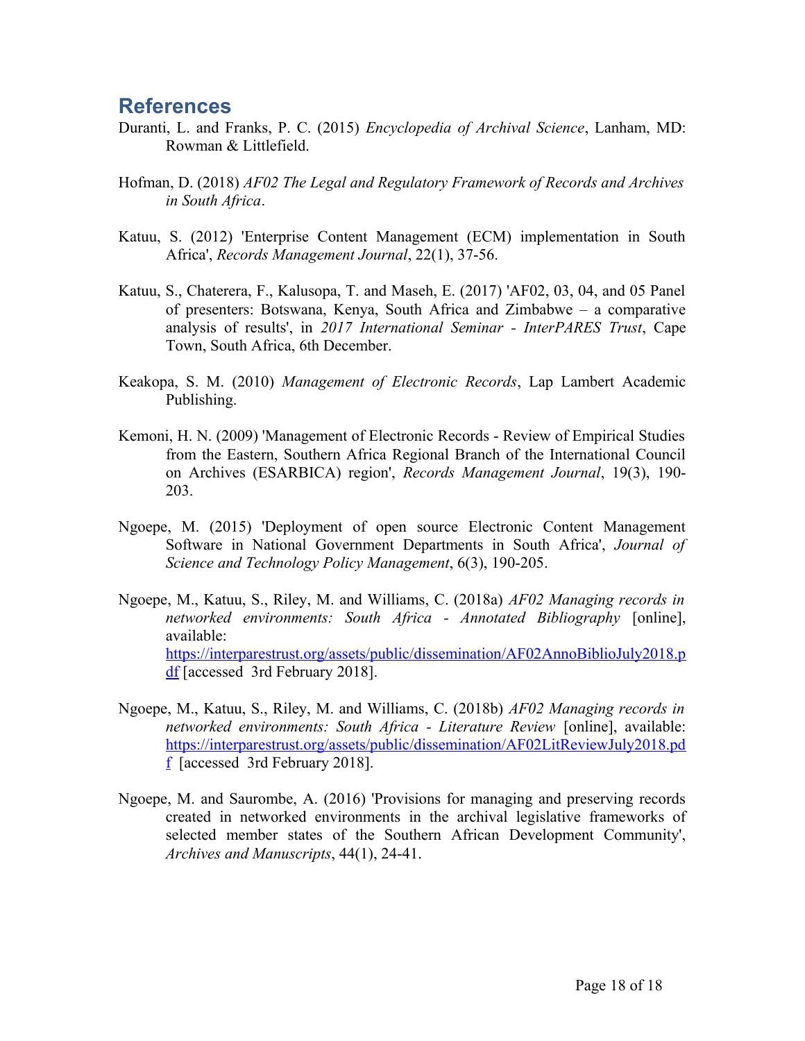## References

Duranti, L. and Franks, P. C. (2015) *Encyclopedia of Archival Science*, Lanham, MD: Rowman & Littlefield.

Hofman, D. (2018) *AF02 The Legal and Regulatory Framework of Records and Archives in South Africa*.

Katuu, S. (2012) 'Enterprise Content Management (ECM) implementation in South Africa', *Records Management Journal*, 22(1), 37-56.

Katuu, S., Chaterera, F., Kalusopa, T. and Maseh, E. (2017) 'AF02, 03, 04, and 05 Panel of presenters: Botswana, Kenya, South Africa and Zimbabwe – a comparative analysis of results', in *2017 International Seminar - InterPARES Trust*, Cape Town, South Africa, 6th December.

Keakopa, S. M. (2010) *Management of Electronic Records*, Lap Lambert Academic Publishing.

Kemoni, H. N. (2009) 'Management of Electronic Records - Review of Empirical Studies from the Eastern, Southern Africa Regional Branch of the International Council on Archives (ESARBICA) region', *Records Management Journal*, 19(3), 190-203.

Ngoepe, M. (2015) 'Deployment of open source Electronic Content Management Software in National Government Departments in South Africa', *Journal of Science and Technology Policy Management*, 6(3), 190-205.

Ngoepe, M., Katuu, S., Riley, M. and Williams, C. (2018a) *AF02 Managing records in networked environments: South Africa - Annotated Bibliography* [online], available: https://interparestrust.org/assets/public/dissemination/AF02AnnoBiblioJuly2018.pdf [accessed 3rd February 2018].

Ngoepe, M., Katuu, S., Riley, M. and Williams, C. (2018b) *AF02 Managing records in networked environments: South Africa - Literature Review* [online], available: https://interparestrust.org/assets/public/dissemination/AF02LitReviewJuly2018.pdf [accessed 3rd February 2018].

Ngoepe, M. and Saurombe, A. (2016) 'Provisions for managing and preserving records created in networked environments in the archival legislative frameworks of selected member states of the Southern African Development Community', *Archives and Manuscripts*, 44(1), 24-41.